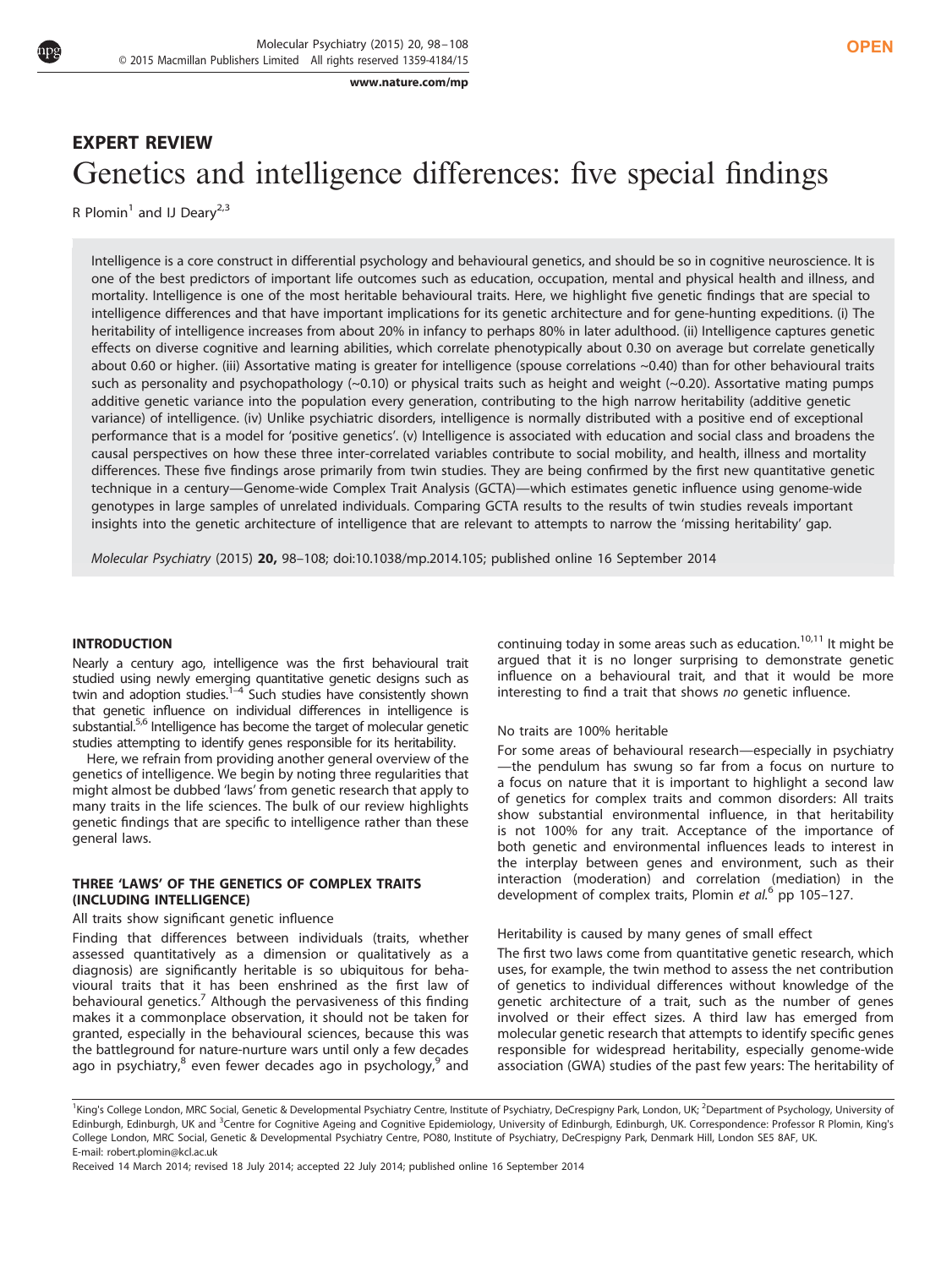**EXPERT REVIEW**

# Genetics and intelligence differences: five special findings

R Plomin[1] and IJ Deary[2,3]

Intelligence is a core construct in differential psychology and behavioural genetics, and should be so in cognitive neuroscience. It is one of the best predictors of important life outcomes such as education, occupation, mental and physical health and illness, and mortality. Intelligence is one of the most heritable behavioural traits. Here, we highlight five genetic findings that are special to intelligence differences and that have important implications for its genetic architecture and for gene-hunting expeditions. (i) The heritability of intelligence increases from about 20% in infancy to perhaps 80% in later adulthood. (ii) Intelligence captures genetic effects on diverse cognitive and learning abilities, which correlate phenotypically about 0.30 on average but correlate genetically about 0.60 or higher. (iii) Assortative mating is greater for intelligence (spouse correlations ~0.40) than for other behavioural traits such as personality and psychopathology (~0.10) or physical traits such as height and weight (~0.20). Assortative mating pumps additive genetic variance into the population every generation, contributing to the high narrow heritability (additive genetic variance) of intelligence. (iv) Unlike psychiatric disorders, intelligence is normally distributed with a positive end of exceptional performance that is a model for 'positive genetics'. (v) Intelligence is associated with education and social class and broadens the causal perspectives on how these three inter-correlated variables contribute to social mobility, and health, illness and mortality differences. These five findings arose primarily from twin studies. They are being confirmed by the first new quantitative genetic technique in a century—Genome-wide Complex Trait Analysis (GCTA)—which estimates genetic influence using genome-wide genotypes in large samples of unrelated individuals. Comparing GCTA results to the results of twin studies reveals important insights into the genetic architecture of intelligence that are relevant to attempts to narrow the 'missing heritability' gap.

*Molecular Psychiatry* (2015) **20,** 98–108; doi:10.1038/mp.2014.105; published online 16 September 2014

## INTRODUCTION

Nearly a century ago, intelligence was the first behavioural trait studied using newly emerging quantitative genetic designs such as twin and adoption studies.[1–4] Such studies have consistently shown that genetic influence on individual differences in intelligence is substantial.[5,6] Intelligence has become the target of molecular genetic studies attempting to identify genes responsible for its heritability.

Here, we refrain from providing another general overview of the genetics of intelligence. We begin by noting three regularities that might almost be dubbed 'laws' from genetic research that apply to many traits in the life sciences. The bulk of our review highlights genetic findings that are specific to intelligence rather than these general laws.

## THREE 'LAWS' OF THE GENETICS OF COMPLEX TRAITS (INCLUDING INTELLIGENCE)

### All traits show significant genetic influence

Finding that differences between individuals (traits, whether assessed quantitatively as a dimension or qualitatively as a diagnosis) are significantly heritable is so ubiquitous for behavioural traits that it has been enshrined as the first law of behavioural genetics.[7] Although the pervasiveness of this finding makes it a commonplace observation, it should not be taken for granted, especially in the behavioural sciences, because this was the battleground for nature-nurture wars until only a few decades ago in psychiatry,[8] even fewer decades ago in psychology,[9] and continuing today in some areas such as education.[10,11] It might be argued that it is no longer surprising to demonstrate genetic influence on a behavioural trait, and that it would be more interesting to find a trait that shows *no* genetic influence.

### No traits are 100% heritable

For some areas of behavioural research—especially in psychiatry—the pendulum has swung so far from a focus on nurture to a focus on nature that it is important to highlight a second law of genetics for complex traits and common disorders: All traits show substantial environmental influence, in that heritability is not 100% for any trait. Acceptance of the importance of both genetic and environmental influences leads to interest in the interplay between genes and environment, such as their interaction (moderation) and correlation (mediation) in the development of complex traits, Plomin *et al.*[6] pp 105–127.

### Heritability is caused by many genes of small effect

The first two laws come from quantitative genetic research, which uses, for example, the twin method to assess the net contribution of genetics to individual differences without knowledge of the genetic architecture of a trait, such as the number of genes involved or their effect sizes. A third law has emerged from molecular genetic research that attempts to identify specific genes responsible for widespread heritability, especially genome-wide association (GWA) studies of the past few years: The heritability of

---

[1]King's College London, MRC Social, Genetic & Developmental Psychiatry Centre, Institute of Psychiatry, DeCrespigny Park, London, UK; [2]Department of Psychology, University of Edinburgh, Edinburgh, UK and [3]Centre for Cognitive Ageing and Cognitive Epidemiology, University of Edinburgh, Edinburgh, UK. Correspondence: Professor R Plomin, King's College London, MRC Social, Genetic & Developmental Psychiatry Centre, PO80, Institute of Psychiatry, DeCrespigny Park, Denmark Hill, London SE5 8AF, UK.
E-mail: robert.plomin@kcl.ac.uk

Received 14 March 2014; revised 18 July 2014; accepted 22 July 2014; published online 16 September 2014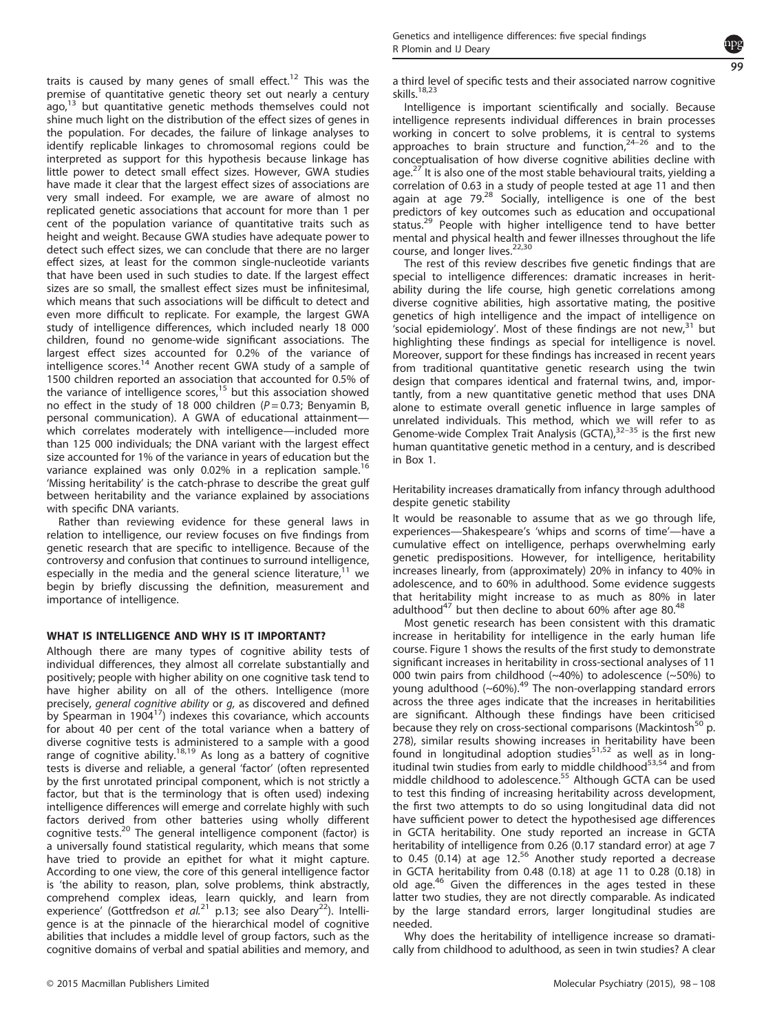traits is caused by many genes of small effect.[12] This was the premise of quantitative genetic theory set out nearly a century ago,[13] but quantitative genetic methods themselves could not shine much light on the distribution of the effect sizes of genes in the population. For decades, the failure of linkage analyses to identify replicable linkages to chromosomal regions could be interpreted as support for this hypothesis because linkage has little power to detect small effect sizes. However, GWA studies have made it clear that the largest effect sizes of associations are very small indeed. For example, we are aware of almost no replicated genetic associations that account for more than 1 per cent of the population variance of quantitative traits such as height and weight. Because GWA studies have adequate power to detect such effect sizes, we can conclude that there are no larger effect sizes, at least for the common single-nucleotide variants that have been used in such studies to date. If the largest effect sizes are so small, the smallest effect sizes must be infinitesimal, which means that such associations will be difficult to detect and even more difficult to replicate. For example, the largest GWA study of intelligence differences, which included nearly 18 000 children, found no genome-wide significant associations. The largest effect sizes accounted for 0.2% of the variance of intelligence scores.[14] Another recent GWA study of a sample of 1500 children reported an association that accounted for 0.5% of the variance of intelligence scores,[15] but this association showed no effect in the study of 18 000 children ($P = 0.73$; Benyamin B, personal communication). A GWA of educational attainment—which correlates moderately with intelligence—included more than 125 000 individuals; the DNA variant with the largest effect size accounted for 1% of the variance in years of education but the variance explained was only 0.02% in a replication sample.[16] 'Missing heritability' is the catch-phrase to describe the great gulf between heritability and the variance explained by associations with specific DNA variants.

Rather than reviewing evidence for these general laws in relation to intelligence, our review focuses on five findings from genetic research that are specific to intelligence. Because of the controversy and confusion that continues to surround intelligence, especially in the media and the general science literature,[11] we begin by briefly discussing the definition, measurement and importance of intelligence.

## WHAT IS INTELLIGENCE AND WHY IS IT IMPORTANT?

Although there are many types of cognitive ability tests of individual differences, they almost all correlate substantially and positively; people with higher ability on one cognitive task tend to have higher ability on all of the others. Intelligence (more precisely, *general cognitive ability* or *g*, as discovered and defined by Spearman in 1904[17]) indexes this covariance, which accounts for about 40 per cent of the total variance when a battery of diverse cognitive tests is administered to a sample with a good range of cognitive ability.[18,19] As long as a battery of cognitive tests is diverse and reliable, a general 'factor' (often represented by the first unrotated principal component, which is not strictly a factor, but that is the terminology that is often used) indexing intelligence differences will emerge and correlate highly with such factors derived from other batteries using wholly different cognitive tests.[20] The general intelligence component (factor) is a universally found statistical regularity, which means that some have tried to provide an epithet for what it might capture. According to one view, the core of this general intelligence factor is 'the ability to reason, plan, solve problems, think abstractly, comprehend complex ideas, learn quickly, and learn from experience' (Gottfredson *et al.*[21] p.13; see also Deary[22]). Intelligence is at the pinnacle of the hierarchical model of cognitive abilities that includes a middle level of group factors, such as the cognitive domains of verbal and spatial abilities and memory, and a third level of specific tests and their associated narrow cognitive skills.[18,23]

Intelligence is important scientifically and socially. Because intelligence represents individual differences in brain processes working in concert to solve problems, it is central to systems approaches to brain structure and function,[24–26] and to the conceptualisation of how diverse cognitive abilities decline with age.[27] It is also one of the most stable behavioural traits, yielding a correlation of 0.63 in a study of people tested at age 11 and then again at age 79.[28] Socially, intelligence is one of the best predictors of key outcomes such as education and occupational status.[29] People with higher intelligence tend to have better mental and physical health and fewer illnesses throughout the life course, and longer lives.[22,30]

The rest of this review describes five genetic findings that are special to intelligence differences: dramatic increases in heritability during the life course, high genetic correlations among diverse cognitive abilities, high assortative mating, the positive genetics of high intelligence and the impact of intelligence on 'social epidemiology'. Most of these findings are not new,[31] but highlighting these findings as special for intelligence is novel. Moreover, support for these findings has increased in recent years from traditional quantitative genetic research using the twin design that compares identical and fraternal twins, and, importantly, from a new quantitative genetic method that uses DNA alone to estimate overall genetic influence in large samples of unrelated individuals. This method, which we will refer to as Genome-wide Complex Trait Analysis (GCTA),[32–35] is the first new human quantitative genetic method in a century, and is described in Box 1.

### Heritability increases dramatically from infancy through adulthood despite genetic stability

It would be reasonable to assume that as we go through life, experiences—Shakespeare's 'whips and scorns of time'—have a cumulative effect on intelligence, perhaps overwhelming early genetic predispositions. However, for intelligence, heritability increases linearly, from (approximately) 20% in infancy to 40% in adolescence, and to 60% in adulthood. Some evidence suggests that heritability might increase to as much as 80% in later adulthood[47] but then decline to about 60% after age 80.[48]

Most genetic research has been consistent with this dramatic increase in heritability for intelligence in the early human life course. Figure 1 shows the results of the first study to demonstrate significant increases in heritability in cross-sectional analyses of 11 000 twin pairs from childhood (~40%) to adolescence (~50%) to young adulthood (~60%).[49] The non-overlapping standard errors across the three ages indicate that the increases in heritabilities are significant. Although these findings have been criticised because they rely on cross-sectional comparisons (Mackintosh[50] p. 278), similar results showing increases in heritability have been found in longitudinal adoption studies[51,52] as well as in longitudinal twin studies from early to middle childhood[53,54] and from middle childhood to adolescence.[55] Although GCTA can be used to test this finding of increasing heritability across development, the first two attempts to do so using longitudinal data did not have sufficient power to detect the hypothesised age differences in GCTA heritability. One study reported an increase in GCTA heritability of intelligence from 0.26 (0.17 standard error) at age 7 to 0.45 (0.14) at age 12.[56] Another study reported a decrease in GCTA heritability from 0.48 (0.18) at age 11 to 0.28 (0.18) in old age.[46] Given the differences in the ages tested in these latter two studies, they are not directly comparable. As indicated by the large standard errors, larger longitudinal studies are needed.

Why does the heritability of intelligence increase so dramatically from childhood to adulthood, as seen in twin studies? A clear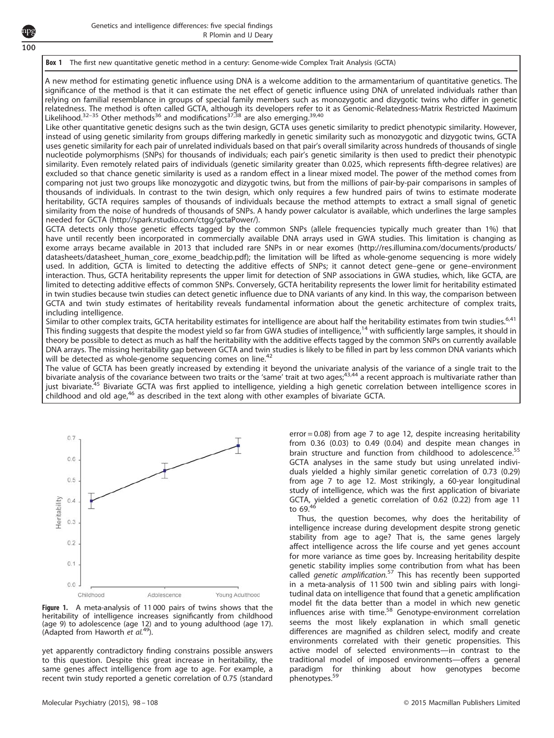**Box 1** The first new quantitative genetic method in a century: Genome-wide Complex Trait Analysis (GCTA)

A new method for estimating genetic influence using DNA is a welcome addition to the armamentarium of quantitative genetics. The significance of the method is that it can estimate the net effect of genetic influence using DNA of unrelated individuals rather than relying on familial resemblance in groups of special family members such as monozygotic and dizygotic twins who differ in genetic relatedness. The method is often called GCTA, although its developers refer to it as Genomic-Relatedness-Matrix Restricted Maximum Likelihood.[32–35] Other methods[36] and modifications[37,38] are also emerging.[39,40]

Like other quantitative genetic designs such as the twin design, GCTA uses genetic similarity to predict phenotypic similarity. However, instead of using genetic similarity from groups differing markedly in genetic similarity such as monozygotic and dizygotic twins, GCTA uses genetic similarity for each pair of unrelated individuals based on that pair's overall similarity across hundreds of thousands of single nucleotide polymorphisms (SNPs) for thousands of individuals; each pair's genetic similarity is then used to predict their phenotypic similarity. Even remotely related pairs of individuals (genetic similarity greater than 0.025, which represents fifth-degree relatives) are excluded so that chance genetic similarity is used as a random effect in a linear mixed model. The power of the method comes from comparing not just two groups like monozygotic and dizygotic twins, but from the millions of pair-by-pair comparisons in samples of thousands of individuals. In contrast to the twin design, which only requires a few hundred pairs of twins to estimate moderate heritability, GCTA requires samples of thousands of individuals because the method attempts to extract a small signal of genetic similarity from the noise of hundreds of thousands of SNPs. A handy power calculator is available, which underlines the large samples needed for GCTA (http://spark.rstudio.com/ctgg/gctaPower/).

GCTA detects only those genetic effects tagged by the common SNPs (allele frequencies typically much greater than 1%) that have until recently been incorporated in commercially available DNA arrays used in GWA studies. This limitation is changing as exome arrays became available in 2013 that included rare SNPs in or near exomes (http://res.illumina.com/documents/products/datasheets/datasheet_human_core_exome_beadchip.pdf); the limitation will be lifted as whole-genome sequencing is more widely used. In addition, GCTA is limited to detecting the additive effects of SNPs; it cannot detect gene–gene or gene–environment interaction. Thus, GCTA heritability represents the upper limit for detection of SNP associations in GWA studies, which, like GCTA, are limited to detecting additive effects of common SNPs. Conversely, GCTA heritability represents the lower limit for heritability estimated in twin studies because twin studies can detect genetic influence due to DNA variants of any kind. In this way, the comparison between GCTA and twin study estimates of heritability reveals fundamental information about the genetic architecture of complex traits, including intelligence.

Similar to other complex traits, GCTA heritability estimates for intelligence are about half the heritability estimates from twin studies.[6,41] This finding suggests that despite the modest yield so far from GWA studies of intelligence,[14] with sufficiently large samples, it should in theory be possible to detect as much as half the heritability with the additive effects tagged by the common SNPs on currently available DNA arrays. The missing heritability gap between GCTA and twin studies is likely to be filled in part by less common DNA variants which will be detected as whole-genome sequencing comes on line.[42]

The value of GCTA has been greatly increased by extending it beyond the univariate analysis of the variance of a single trait to the bivariate analysis of the covariance between two traits or the 'same' trait at two ages;[43,44] a recent approach is multivariate rather than just bivariate.[45] Bivariate GCTA was first applied to intelligence, yielding a high genetic correlation between intelligence scores in childhood and old age,[46] as described in the text along with other examples of bivariate GCTA.

Heritability
0.7
0.6
0.5
0.4
0.3
0.2
0.1
0.0
Childhood
Adolescence
Young Adulthood

**Figure 1.** A meta-analysis of 11 000 pairs of twins shows that the heritability of intelligence increases significantly from childhood (age 9) to adolescence (age 12) and to young adulthood (age 17). (Adapted from Haworth *et al.*[49]).

yet apparently contradictory finding constrains possible answers to this question. Despite this great increase in heritability, the same genes affect intelligence from age to age. For example, a recent twin study reported a genetic correlation of 0.75 (standard error = 0.08) from age 7 to age 12, despite increasing heritability from 0.36 (0.03) to 0.49 (0.04) and despite mean changes in brain structure and function from childhood to adolescence.[55] GCTA analyses in the same study but using unrelated individuals yielded a highly similar genetic correlation of 0.73 (0.29) from age 7 to age 12. Most strikingly, a 60-year longitudinal study of intelligence, which was the first application of bivariate GCTA, yielded a genetic correlation of 0.62 (0.22) from age 11 to 69.[46]

Thus, the question becomes, why does the heritability of intelligence increase during development despite strong genetic stability from age to age? That is, the same genes largely affect intelligence across the life course and yet genes account for more variance as time goes by. Increasing heritability despite genetic stability implies some contribution from what has been called *genetic amplification*.[57] This has recently been supported in a meta-analysis of 11 500 twin and sibling pairs with longitudinal data on intelligence that found that a genetic amplification model fit the data better than a model in which new genetic influences arise with time.[58] Genotype-environment correlation seems the most likely explanation in which small genetic differences are magnified as children select, modify and create environments correlated with their genetic propensities. This active model of selected environments—in contrast to the traditional model of imposed environments—offers a general paradigm for thinking about how genotypes become phenotypes.[59]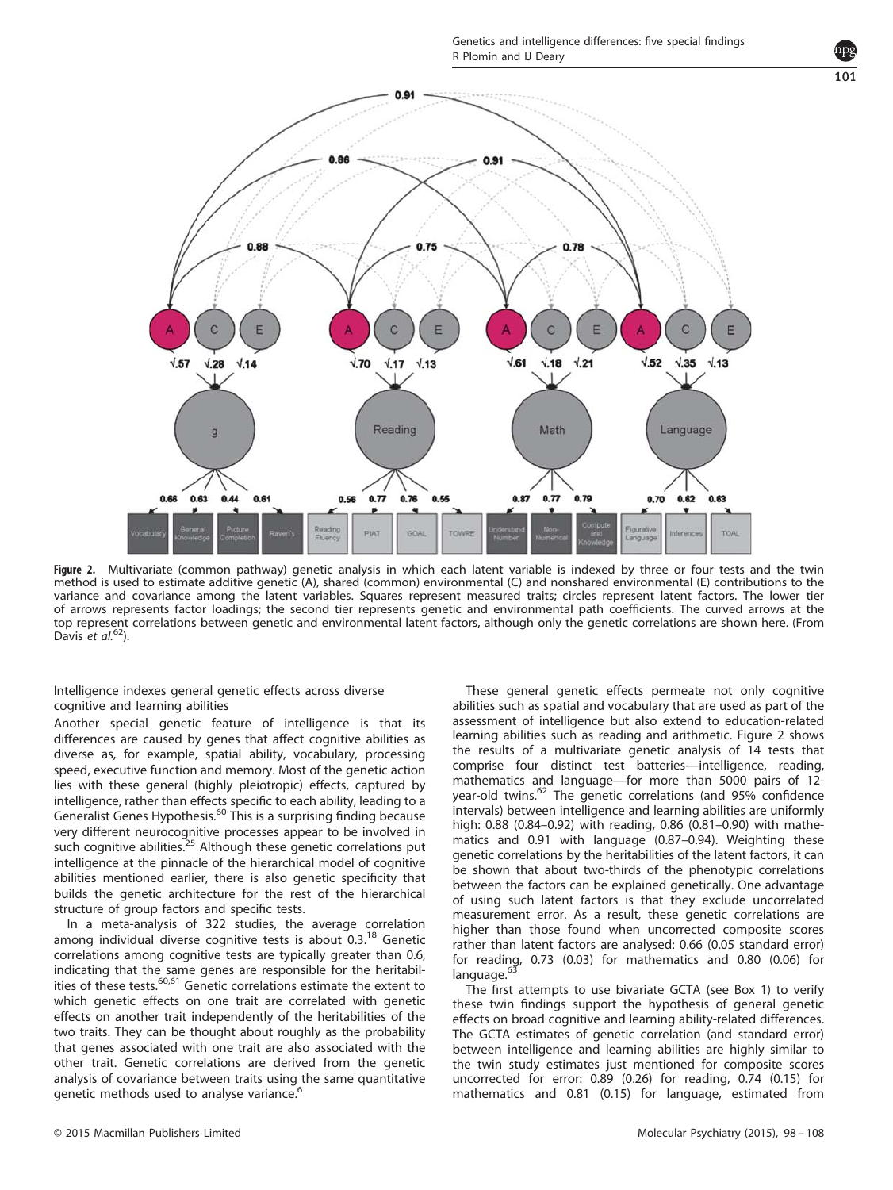Figure 2. Multivariate (common pathway) genetic analysis in which each latent variable is indexed by three or four tests and the twin method is used to estimate additive genetic (A), shared (common) environmental (C) and nonshared environmental (E) contributions to the variance and covariance among the latent variables. Squares represent measured traits; circles represent latent factors. The lower tier of arrows represents factor loadings; the second tier represents genetic and environmental path coefficients. The curved arrows at the top represent correlations between genetic and environmental latent factors, although only the genetic correlations are shown here. (From Davis *et al.*[62]).

### Intelligence indexes general genetic effects across diverse cognitive and learning abilities

Another special genetic feature of intelligence is that its differences are caused by genes that affect cognitive abilities as diverse as, for example, spatial ability, vocabulary, processing speed, executive function and memory. Most of the genetic action lies with these general (highly pleiotropic) effects, captured by intelligence, rather than effects specific to each ability, leading to a Generalist Genes Hypothesis.[60] This is a surprising finding because very different neurocognitive processes appear to be involved in such cognitive abilities.[25] Although these genetic correlations put intelligence at the pinnacle of the hierarchical model of cognitive abilities mentioned earlier, there is also genetic specificity that builds the genetic architecture for the rest of the hierarchical structure of group factors and specific tests.

In a meta-analysis of 322 studies, the average correlation among individual diverse cognitive tests is about 0.3.[18] Genetic correlations among cognitive tests are typically greater than 0.6, indicating that the same genes are responsible for the heritabilities of these tests.[60,61] Genetic correlations estimate the extent to which genetic effects on one trait are correlated with genetic effects on another trait independently of the heritabilities of the two traits. They can be thought about roughly as the probability that genes associated with one trait are also associated with the other trait. Genetic correlations are derived from the genetic analysis of covariance between traits using the same quantitative genetic methods used to analyse variance.[6]

These general genetic effects permeate not only cognitive abilities such as spatial and vocabulary that are used as part of the assessment of intelligence but also extend to education-related learning abilities such as reading and arithmetic. Figure 2 shows the results of a multivariate genetic analysis of 14 tests that comprise four distinct test batteries—intelligence, reading, mathematics and language—for more than 5000 pairs of 12-year-old twins.[62] The genetic correlations (and 95% confidence intervals) between intelligence and learning abilities are uniformly high: 0.88 (0.84–0.92) with reading, 0.86 (0.81–0.90) with mathematics and 0.91 with language (0.87–0.94). Weighting these genetic correlations by the heritabilities of the latent factors, it can be shown that about two-thirds of the phenotypic correlations between the factors can be explained genetically. One advantage of using such latent factors is that they exclude uncorrelated measurement error. As a result, these genetic correlations are higher than those found when uncorrected composite scores rather than latent factors are analysed: 0.66 (0.05 standard error) for reading, 0.73 (0.03) for mathematics and 0.80 (0.06) for language.[63]

The first attempts to use bivariate GCTA (see Box 1) to verify these twin findings support the hypothesis of general genetic effects on broad cognitive and learning ability-related differences. The GCTA estimates of genetic correlation (and standard error) between intelligence and learning abilities are highly similar to the twin study estimates just mentioned for composite scores uncorrected for error: 0.89 (0.26) for reading, 0.74 (0.15) for mathematics and 0.81 (0.15) for language, estimated from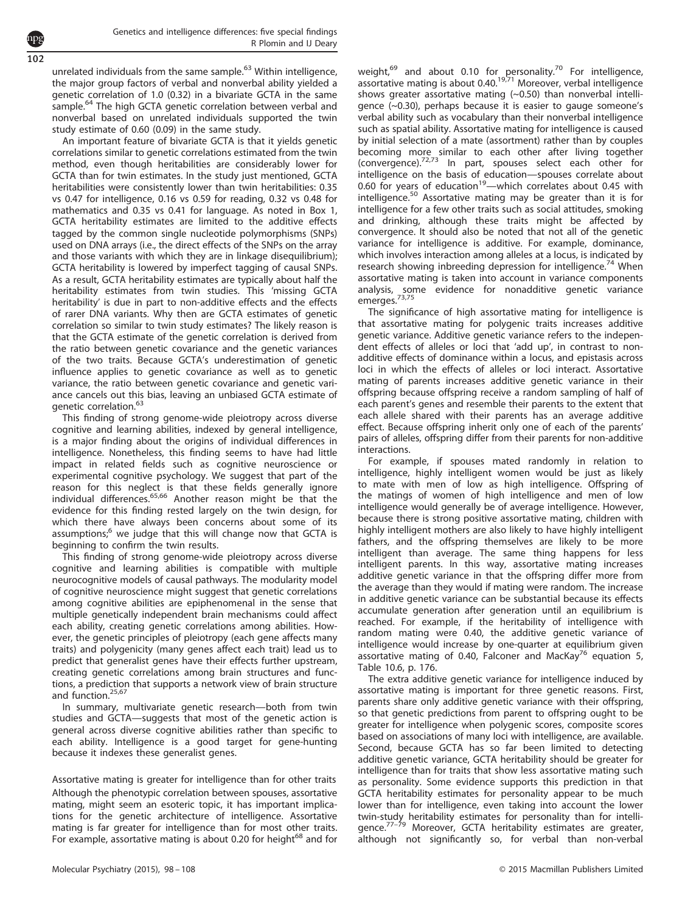unrelated individuals from the same sample.[63] Within intelligence, the major group factors of verbal and nonverbal ability yielded a genetic correlation of 1.0 (0.32) in a bivariate GCTA in the same sample.[64] The high GCTA genetic correlation between verbal and nonverbal based on unrelated individuals supported the twin study estimate of 0.60 (0.09) in the same study.

An important feature of bivariate GCTA is that it yields genetic correlations similar to genetic correlations estimated from the twin method, even though heritabilities are considerably lower for GCTA than for twin estimates. In the study just mentioned, GCTA heritabilities were consistently lower than twin heritabilities: 0.35 vs 0.47 for intelligence, 0.16 vs 0.59 for reading, 0.32 vs 0.48 for mathematics and 0.35 vs 0.41 for language. As noted in Box 1, GCTA heritability estimates are limited to the additive effects tagged by the common single nucleotide polymorphisms (SNPs) used on DNA arrays (i.e., the direct effects of the SNPs on the array and those variants with which they are in linkage disequilibrium); GCTA heritability is lowered by imperfect tagging of causal SNPs. As a result, GCTA heritability estimates are typically about half the heritability estimates from twin studies. This 'missing GCTA heritability' is due in part to non-additive effects and the effects of rarer DNA variants. Why then are GCTA estimates of genetic correlation so similar to twin study estimates? The likely reason is that the GCTA estimate of the genetic correlation is derived from the ratio between genetic covariance and the genetic variances of the two traits. Because GCTA's underestimation of genetic influence applies to genetic covariance as well as to genetic variance, the ratio between genetic covariance and genetic variance cancels out this bias, leaving an unbiased GCTA estimate of genetic correlation.[63]

This finding of strong genome-wide pleiotropy across diverse cognitive and learning abilities, indexed by general intelligence, is a major finding about the origins of individual differences in intelligence. Nonetheless, this finding seems to have had little impact in related fields such as cognitive neuroscience or experimental cognitive psychology. We suggest that part of the reason for this neglect is that these fields generally ignore individual differences.[65,66] Another reason might be that the evidence for this finding rested largely on the twin design, for which there have always been concerns about some of its assumptions;[6] we judge that this will change now that GCTA is beginning to confirm the twin results.

This finding of strong genome-wide pleiotropy across diverse cognitive and learning abilities is compatible with multiple neurocognitive models of causal pathways. The modularity model of cognitive neuroscience might suggest that genetic correlations among cognitive abilities are epiphenomenal in the sense that multiple genetically independent brain mechanisms could affect each ability, creating genetic correlations among abilities. However, the genetic principles of pleiotropy (each gene affects many traits) and polygenicity (many genes affect each trait) lead us to predict that generalist genes have their effects further upstream, creating genetic correlations among brain structures and functions, a prediction that supports a network view of brain structure and function.[25,67]

In summary, multivariate genetic research—both from twin studies and GCTA—suggests that most of the genetic action is general across diverse cognitive abilities rather than specific to each ability. Intelligence is a good target for gene-hunting because it indexes these generalist genes.

## Assortative mating is greater for intelligence than for other traits

Although the phenotypic correlation between spouses, assortative mating, might seem an esoteric topic, it has important implications for the genetic architecture of intelligence. Assortative mating is far greater for intelligence than for most other traits. For example, assortative mating is about 0.20 for height[68] and for weight,[69] and about 0.10 for personality.[70] For intelligence, assortative mating is about 0.40.[19,71] Moreover, verbal intelligence shows greater assortative mating (~0.50) than nonverbal intelligence (~0.30), perhaps because it is easier to gauge someone's verbal ability such as vocabulary than their nonverbal intelligence such as spatial ability. Assortative mating for intelligence is caused by initial selection of a mate (assortment) rather than by couples becoming more similar to each other after living together (convergence).[72,73] In part, spouses select each other for intelligence on the basis of education—spouses correlate about 0.60 for years of education[19]—which correlates about 0.45 with intelligence.[50] Assortative mating may be greater than it is for intelligence for a few other traits such as social attitudes, smoking and drinking, although these traits might be affected by convergence. It should also be noted that not all of the genetic variance for intelligence is additive. For example, dominance, which involves interaction among alleles at a locus, is indicated by research showing inbreeding depression for intelligence.[74] When assortative mating is taken into account in variance components analysis, some evidence for nonadditive genetic variance emerges.[73,75]

The significance of high assortative mating for intelligence is that assortative mating for polygenic traits increases additive genetic variance. Additive genetic variance refers to the independent effects of alleles or loci that 'add up', in contrast to non-additive effects of dominance within a locus, and epistasis across loci in which the effects of alleles or loci interact. Assortative mating of parents increases additive genetic variance in their offspring because offspring receive a random sampling of half of each parent's genes and resemble their parents to the extent that each allele shared with their parents has an average additive effect. Because offspring inherit only one of each of the parents' pairs of alleles, offspring differ from their parents for non-additive interactions.

For example, if spouses mated randomly in relation to intelligence, highly intelligent women would be just as likely to mate with men of low as high intelligence. Offspring of the matings of women of high intelligence and men of low intelligence would generally be of average intelligence. However, because there is strong positive assortative mating, children with highly intelligent mothers are also likely to have highly intelligent fathers, and the offspring themselves are likely to be more intelligent than average. The same thing happens for less intelligent parents. In this way, assortative mating increases additive genetic variance in that the offspring differ more from the average than they would if mating were random. The increase in additive genetic variance can be substantial because its effects accumulate generation after generation until an equilibrium is reached. For example, if the heritability of intelligence with random mating were 0.40, the additive genetic variance of intelligence would increase by one-quarter at equilibrium given assortative mating of 0.40, Falconer and MacKay[76] equation 5, Table 10.6, p. 176.

The extra additive genetic variance for intelligence induced by assortative mating is important for three genetic reasons. First, parents share only additive genetic variance with their offspring, so that genetic predictions from parent to offspring ought to be greater for intelligence when polygenic scores, composite scores based on associations of many loci with intelligence, are available. Second, because GCTA has so far been limited to detecting additive genetic variance, GCTA heritability should be greater for intelligence than for traits that show less assortative mating such as personality. Some evidence supports this prediction in that GCTA heritability estimates for personality appear to be much lower than for intelligence, even taking into account the lower twin-study heritability estimates for personality than for intelligence.[77–79] Moreover, GCTA heritability estimates are greater, although not significantly so, for verbal than non-verbal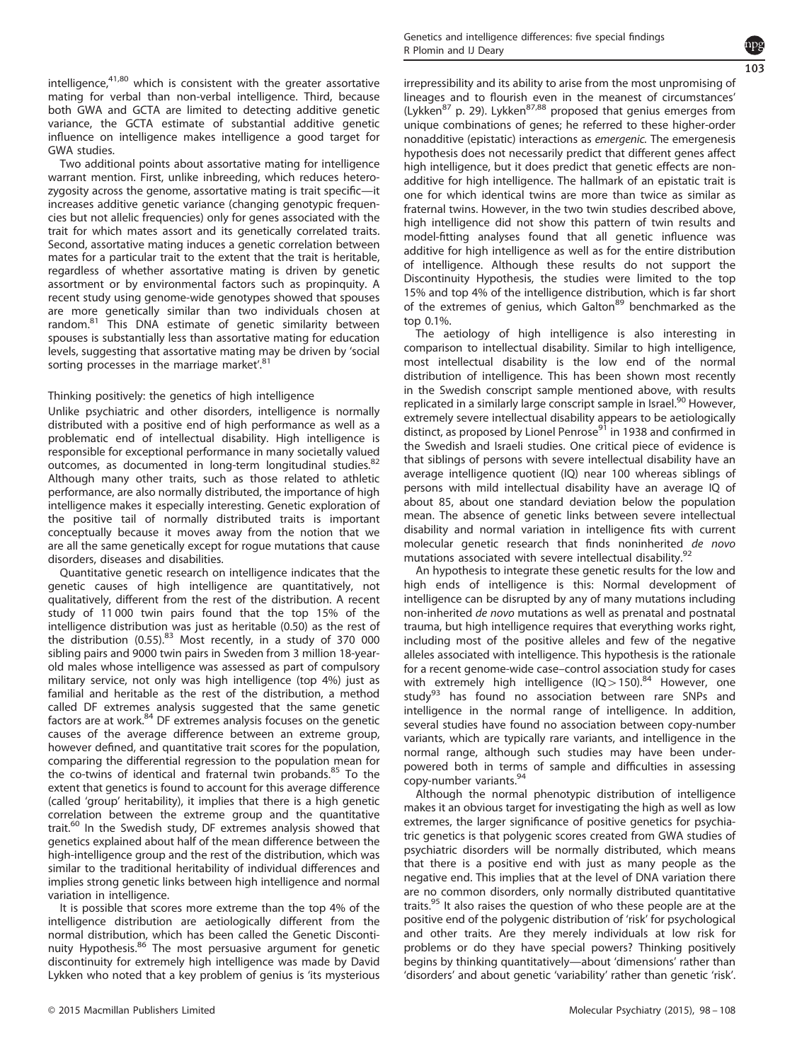intelligence,[41,80] which is consistent with the greater assortative mating for verbal than non-verbal intelligence. Third, because both GWA and GCTA are limited to detecting additive genetic variance, the GCTA estimate of substantial additive genetic influence on intelligence makes intelligence a good target for GWA studies.

Two additional points about assortative mating for intelligence warrant mention. First, unlike inbreeding, which reduces heterozygosity across the genome, assortative mating is trait specific—it increases additive genetic variance (changing genotypic frequencies but not allelic frequencies) only for genes associated with the trait for which mates assort and its genetically correlated traits. Second, assortative mating induces a genetic correlation between mates for a particular trait to the extent that the trait is heritable, regardless of whether assortative mating is driven by genetic assortment or by environmental factors such as propinquity. A recent study using genome-wide genotypes showed that spouses are more genetically similar than two individuals chosen at random.[81] This DNA estimate of genetic similarity between spouses is substantially less than assortative mating for education levels, suggesting that assortative mating may be driven by 'social sorting processes in the marriage market'.[81]

### Thinking positively: the genetics of high intelligence

Unlike psychiatric and other disorders, intelligence is normally distributed with a positive end of high performance as well as a problematic end of intellectual disability. High intelligence is responsible for exceptional performance in many societally valued outcomes, as documented in long-term longitudinal studies.[82] Although many other traits, such as those related to athletic performance, are also normally distributed, the importance of high intelligence makes it especially interesting. Genetic exploration of the positive tail of normally distributed traits is important conceptually because it moves away from the notion that we are all the same genetically except for rogue mutations that cause disorders, diseases and disabilities.

Quantitative genetic research on intelligence indicates that the genetic causes of high intelligence are quantitatively, not qualitatively, different from the rest of the distribution. A recent study of 11 000 twin pairs found that the top 15% of the intelligence distribution was just as heritable (0.50) as the rest of the distribution (0.55).[83] Most recently, in a study of 370 000 sibling pairs and 9000 twin pairs in Sweden from 3 million 18-year-old males whose intelligence was assessed as part of compulsory military service, not only was high intelligence (top 4%) just as familial and heritable as the rest of the distribution, a method called DF extremes analysis suggested that the same genetic factors are at work.[84] DF extremes analysis focuses on the genetic causes of the average difference between an extreme group, however defined, and quantitative trait scores for the population, comparing the differential regression to the population mean for the co-twins of identical and fraternal twin probands.[85] To the extent that genetics is found to account for this average difference (called 'group' heritability), it implies that there is a high genetic correlation between the extreme group and the quantitative trait.[60] In the Swedish study, DF extremes analysis showed that genetics explained about half of the mean difference between the high-intelligence group and the rest of the distribution, which was similar to the traditional heritability of individual differences and implies strong genetic links between high intelligence and normal variation in intelligence.

It is possible that scores more extreme than the top 4% of the intelligence distribution are aetiologically different from the normal distribution, which has been called the Genetic Discontinuity Hypothesis.[86] The most persuasive argument for genetic discontinuity for extremely high intelligence was made by David Lykken who noted that a key problem of genius is 'its mysterious irrepressibility and its ability to arise from the most unpromising of lineages and to flourish even in the meanest of circumstances' (Lykken[87] p. 29). Lykken[87,88] proposed that genius emerges from unique combinations of genes; he referred to these higher-order nonadditive (epistatic) interactions as *emergenic*. The emergenesis hypothesis does not necessarily predict that different genes affect high intelligence, but it does predict that genetic effects are nonadditive for high intelligence. The hallmark of an epistatic trait is one for which identical twins are more than twice as similar as fraternal twins. However, in the two twin studies described above, high intelligence did not show this pattern of twin results and model-fitting analyses found that all genetic influence was additive for high intelligence as well as for the entire distribution of intelligence. Although these results do not support the Discontinuity Hypothesis, the studies were limited to the top 15% and top 4% of the intelligence distribution, which is far short of the extremes of genius, which Galton[89] benchmarked as the top 0.1%.

The aetiology of high intelligence is also interesting in comparison to intellectual disability. Similar to high intelligence, most intellectual disability is the low end of the normal distribution of intelligence. This has been shown most recently in the Swedish conscript sample mentioned above, with results replicated in a similarly large conscript sample in Israel.[90] However, extremely severe intellectual disability appears to be aetiologically distinct, as proposed by Lionel Penrose[91] in 1938 and confirmed in the Swedish and Israeli studies. One critical piece of evidence is that siblings of persons with severe intellectual disability have an average intelligence quotient (IQ) near 100 whereas siblings of persons with mild intellectual disability have an average IQ of about 85, about one standard deviation below the population mean. The absence of genetic links between severe intellectual disability and normal variation in intelligence fits with current molecular genetic research that finds noninherited *de novo* mutations associated with severe intellectual disability.[92]

An hypothesis to integrate these genetic results for the low and high ends of intelligence is this: Normal development of intelligence can be disrupted by any of many mutations including non-inherited *de novo* mutations as well as prenatal and postnatal trauma, but high intelligence requires that everything works right, including most of the positive alleles and few of the negative alleles associated with intelligence. This hypothesis is the rationale for a recent genome-wide case–control association study for cases with extremely high intelligence (IQ > 150).[84] However, one study[93] has found no association between rare SNPs and intelligence in the normal range of intelligence. In addition, several studies have found no association between copy-number variants, which are typically rare variants, and intelligence in the normal range, although such studies may have been underpowered both in terms of sample and difficulties in assessing copy-number variants.[94]

Although the normal phenotypic distribution of intelligence makes it an obvious target for investigating the high as well as low extremes, the larger significance of positive genetics for psychiatric genetics is that polygenic scores created from GWA studies of psychiatric disorders will be normally distributed, which means that there is a positive end with just as many people as the negative end. This implies that at the level of DNA variation there are no common disorders, only normally distributed quantitative traits.[95] It also raises the question of who these people are at the positive end of the polygenic distribution of 'risk' for psychological and other traits. Are they merely individuals at low risk for problems or do they have special powers? Thinking positively begins by thinking quantitatively—about 'dimensions' rather than 'disorders' and about genetic 'variability' rather than genetic 'risk'.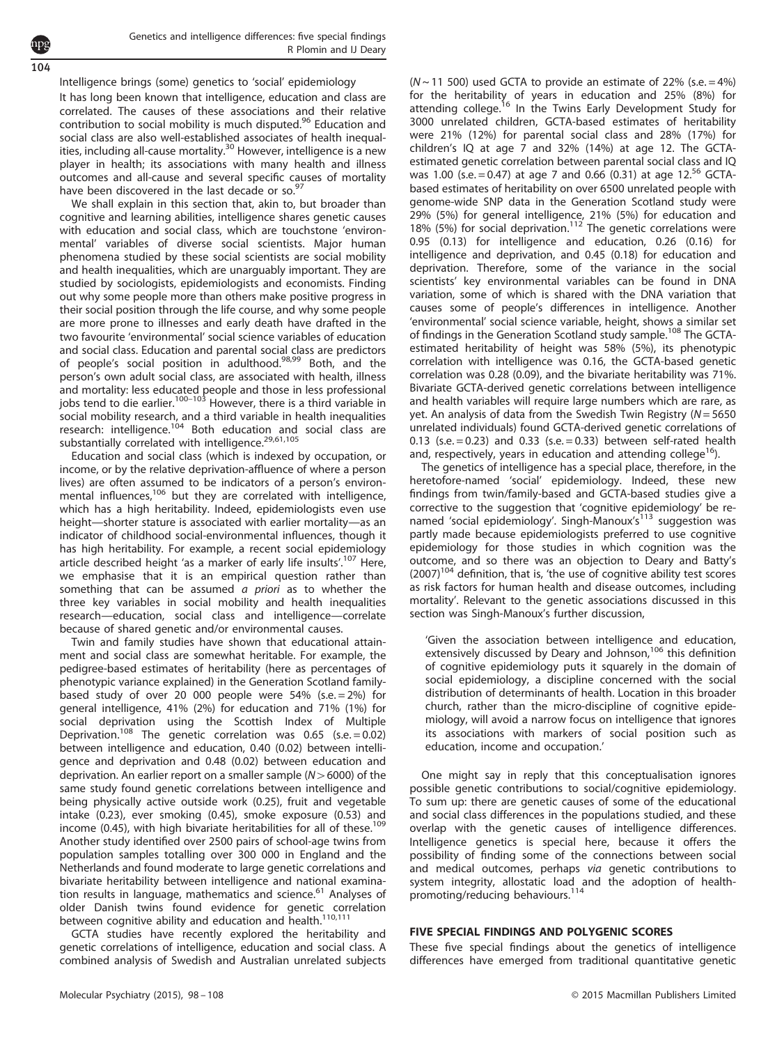### Intelligence brings (some) genetics to 'social' epidemiology

It has long been known that intelligence, education and class are correlated. The causes of these associations and their relative contribution to social mobility is much disputed.[96] Education and social class are also well-established associates of health inequalities, including all-cause mortality.[30] However, intelligence is a new player in health; its associations with many health and illness outcomes and all-cause and several specific causes of mortality have been discovered in the last decade or so.[97]

We shall explain in this section that, akin to, but broader than cognitive and learning abilities, intelligence shares genetic causes with education and social class, which are touchstone 'environmental' variables of diverse social scientists. Major human phenomena studied by these social scientists are social mobility and health inequalities, which are unarguably important. They are studied by sociologists, epidemiologists and economists. Finding out why some people more than others make positive progress in their social position through the life course, and why some people are more prone to illnesses and early death have drafted in the two favourite 'environmental' social science variables of education and social class. Education and parental social class are predictors of people's social position in adulthood.[98,99] Both, and the person's own adult social class, are associated with health, illness and mortality: less educated people and those in less professional jobs tend to die earlier.[100–103] However, there is a third variable in social mobility research, and a third variable in health inequalities research: intelligence.[104] Both education and social class are substantially correlated with intelligence.[29,61,105]

Education and social class (which is indexed by occupation, or income, or by the relative deprivation-affluence of where a person lives) are often assumed to be indicators of a person's environmental influences,[106] but they are correlated with intelligence, which has a high heritability. Indeed, epidemiologists even use height—shorter stature is associated with earlier mortality—as an indicator of childhood social-environmental influences, though it has high heritability. For example, a recent social epidemiology article described height 'as a marker of early life insults'.[107] Here, we emphasise that it is an empirical question rather than something that can be assumed *a priori* as to whether the three key variables in social mobility and health inequalities research—education, social class and intelligence—correlate because of shared genetic and/or environmental causes.

Twin and family studies have shown that educational attainment and social class are somewhat heritable. For example, the pedigree-based estimates of heritability (here as percentages of phenotypic variance explained) in the Generation Scotland family-based study of over 20 000 people were 54% (s.e. = 2%) for general intelligence, 41% (2%) for education and 71% (1%) for social deprivation using the Scottish Index of Multiple Deprivation.[108] The genetic correlation was 0.65 (s.e. = 0.02) between intelligence and education, 0.40 (0.02) between intelligence and deprivation and 0.48 (0.02) between education and deprivation. An earlier report on a smaller sample ($N > 6000$) of the same study found genetic correlations between intelligence and being physically active outside work (0.25), fruit and vegetable intake (0.23), ever smoking (0.45), smoke exposure (0.53) and income (0.45), with high bivariate heritabilities for all of these.[109] Another study identified over 2500 pairs of school-age twins from population samples totalling over 300 000 in England and the Netherlands and found moderate to large genetic correlations and bivariate heritability between intelligence and national examination results in language, mathematics and science.[61] Analyses of older Danish twins found evidence for genetic correlation between cognitive ability and education and health.[110,111]

GCTA studies have recently explored the heritability and genetic correlations of intelligence, education and social class. A combined analysis of Swedish and Australian unrelated subjects ($N \sim 11\,500$) used GCTA to provide an estimate of 22% (s.e. = 4%) for the heritability of years in education and 25% (8%) for attending college.[16] In the Twins Early Development Study for 3000 unrelated children, GCTA-based estimates of heritability were 21% (12%) for parental social class and 28% (17%) for children's IQ at age 7 and 32% (14%) at age 12. The GCTA-estimated genetic correlation between parental social class and IQ was 1.00 (s.e. = 0.47) at age 7 and 0.66 (0.31) at age 12.[56] GCTA-based estimates of heritability on over 6500 unrelated people with genome-wide SNP data in the Generation Scotland study were 29% (5%) for general intelligence, 21% (5%) for education and 18% (5%) for social deprivation.[112] The genetic correlations were 0.95 (0.13) for intelligence and education, 0.26 (0.16) for intelligence and deprivation, and 0.45 (0.18) for education and deprivation. Therefore, some of the variance in the social scientists' key environmental variables can be found in DNA variation, some of which is shared with the DNA variation that causes some of people's differences in intelligence. Another 'environmental' social science variable, height, shows a similar set of findings in the Generation Scotland study sample.[108] The GCTA-estimated heritability of height was 58% (5%), its phenotypic correlation with intelligence was 0.16, the GCTA-based genetic correlation was 0.28 (0.09), and the bivariate heritability was 71%. Bivariate GCTA-derived genetic correlations between intelligence and health variables will require large numbers which are rare, as yet. An analysis of data from the Swedish Twin Registry ($N = 5650$ unrelated individuals) found GCTA-derived genetic correlations of 0.13 (s.e. = 0.23) and 0.33 (s.e. = 0.33) between self-rated health and, respectively, years in education and attending college[16]).

The genetics of intelligence has a special place, therefore, in the heretofore-named 'social' epidemiology. Indeed, these new findings from twin/family-based and GCTA-based studies give a corrective to the suggestion that 'cognitive epidemiology' be renamed 'social epidemiology'. Singh-Manoux's[113] suggestion was partly made because epidemiologists preferred to use cognitive epidemiology for those studies in which cognition was the outcome, and so there was an objection to Deary and Batty's (2007)[104] definition, that is, 'the use of cognitive ability test scores as risk factors for human health and disease outcomes, including mortality'. Relevant to the genetic associations discussed in this section was Singh-Manoux's further discussion,

> 'Given the association between intelligence and education, extensively discussed by Deary and Johnson,[106] this definition of cognitive epidemiology puts it squarely in the domain of social epidemiology, a discipline concerned with the social distribution of determinants of health. Location in this broader church, rather than the micro-discipline of cognitive epidemiology, will avoid a narrow focus on intelligence that ignores its associations with markers of social position such as education, income and occupation.'

One might say in reply that this conceptualisation ignores possible genetic contributions to social/cognitive epidemiology. To sum up: there are genetic causes of some of the educational and social class differences in the populations studied, and these overlap with the genetic causes of intelligence differences. Intelligence genetics is special here, because it offers the possibility of finding some of the connections between social and medical outcomes, perhaps *via* genetic contributions to system integrity, allostatic load and the adoption of health-promoting/reducing behaviours.[114]

## FIVE SPECIAL FINDINGS AND POLYGENIC SCORES

These five special findings about the genetics of intelligence differences have emerged from traditional quantitative genetic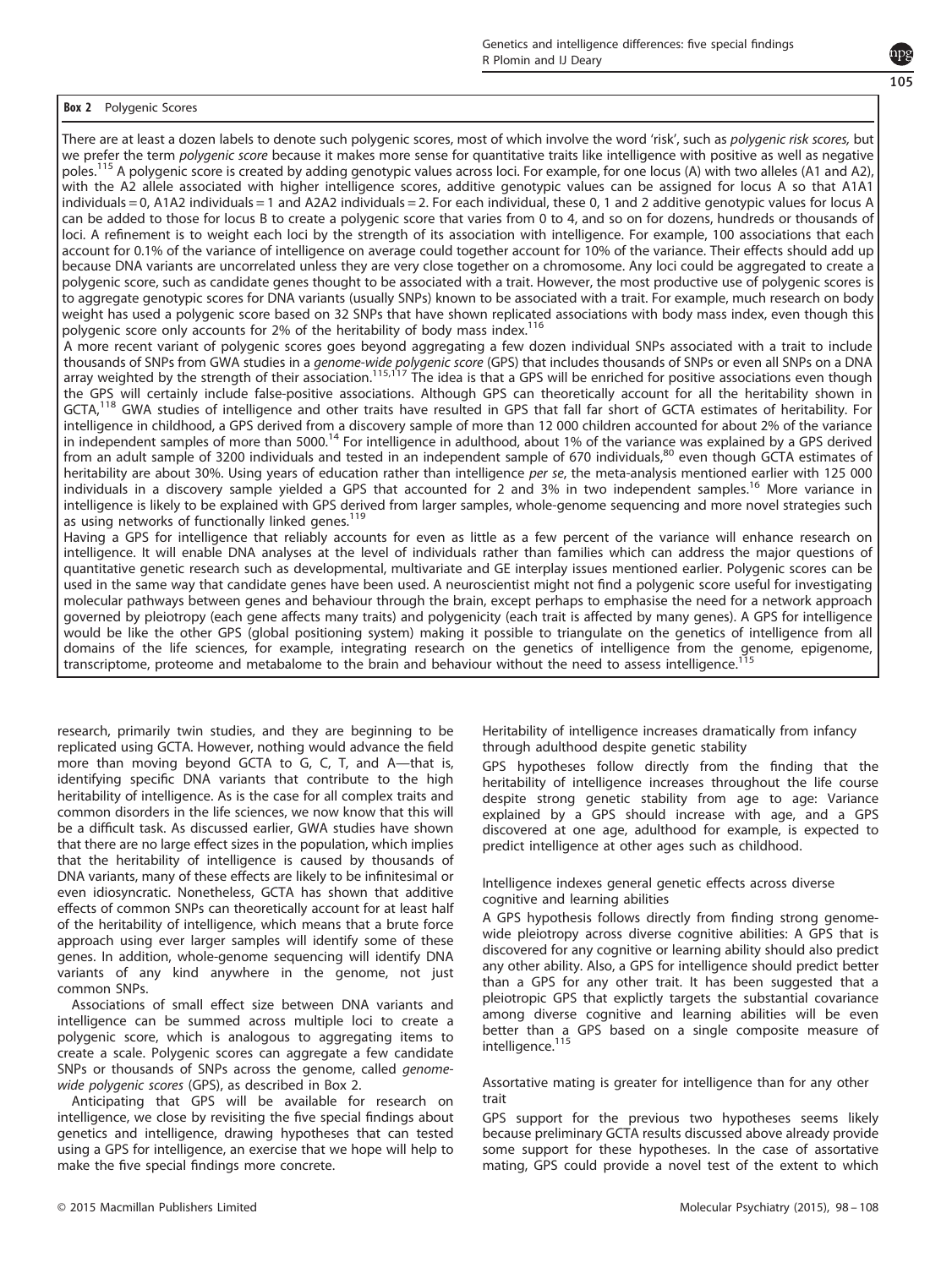**Box 2** Polygenic Scores

There are at least a dozen labels to denote such polygenic scores, most of which involve the word 'risk', such as *polygenic risk scores,* but we prefer the term *polygenic score* because it makes more sense for quantitative traits like intelligence with positive as well as negative poles.[115] A polygenic score is created by adding genotypic values across loci. For example, for one locus (A) with two alleles (A1 and A2), with the A2 allele associated with higher intelligence scores, additive genotypic values can be assigned for locus A so that A1A1 individuals = 0, A1A2 individuals = 1 and A2A2 individuals = 2. For each individual, these 0, 1 and 2 additive genotypic values for locus A can be added to those for locus B to create a polygenic score that varies from 0 to 4, and so on for dozens, hundreds or thousands of loci. A refinement is to weight each loci by the strength of its association with intelligence. For example, 100 associations that each account for 0.1% of the variance of intelligence on average could together account for 10% of the variance. Their effects should add up because DNA variants are uncorrelated unless they are very close together on a chromosome. Any loci could be aggregated to create a polygenic score, such as candidate genes thought to be associated with a trait. However, the most productive use of polygenic scores is to aggregate genotypic scores for DNA variants (usually SNPs) known to be associated with a trait. For example, much research on body weight has used a polygenic score based on 32 SNPs that have shown replicated associations with body mass index, even though this polygenic score only accounts for 2% of the heritability of body mass index.[116]

A more recent variant of polygenic scores goes beyond aggregating a few dozen individual SNPs associated with a trait to include thousands of SNPs from GWA studies in a *genome-wide polygenic score* (GPS) that includes thousands of SNPs or even all SNPs on a DNA array weighted by the strength of their association.[115,117] The idea is that a GPS will be enriched for positive associations even though the GPS will certainly include false-positive associations. Although GPS can theoretically account for all the heritability shown in GCTA,[118] GWA studies of intelligence and other traits have resulted in GPS that fall far short of GCTA estimates of heritability. For intelligence in childhood, a GPS derived from a discovery sample of more than 12 000 children accounted for about 2% of the variance in independent samples of more than 5000.[14] For intelligence in adulthood, about 1% of the variance was explained by a GPS derived from an adult sample of 3200 individuals and tested in an independent sample of 670 individuals,[80] even though GCTA estimates of heritability are about 30%. Using years of education rather than intelligence *per se*, the meta-analysis mentioned earlier with 125 000 individuals in a discovery sample yielded a GPS that accounted for 2 and 3% in two independent samples.[16] More variance in intelligence is likely to be explained with GPS derived from larger samples, whole-genome sequencing and more novel strategies such as using networks of functionally linked genes.[119]

Having a GPS for intelligence that reliably accounts for even as little as a few percent of the variance will enhance research on intelligence. It will enable DNA analyses at the level of individuals rather than families which can address the major questions of quantitative genetic research such as developmental, multivariate and GE interplay issues mentioned earlier. Polygenic scores can be used in the same way that candidate genes have been used. A neuroscientist might not find a polygenic score useful for investigating molecular pathways between genes and behaviour through the brain, except perhaps to emphasise the need for a network approach governed by pleiotropy (each gene affects many traits) and polygenicity (each trait is affected by many genes). A GPS for intelligence would be like the other GPS (global positioning system) making it possible to triangulate on the genetics of intelligence from all domains of the life sciences, for example, integrating research on the genetics of intelligence from the genome, epigenome, transcriptome, proteome and metabalome to the brain and behaviour without the need to assess intelligence.[115]

research, primarily twin studies, and they are beginning to be replicated using GCTA. However, nothing would advance the field more than moving beyond GCTA to G, C, T, and A—that is, identifying specific DNA variants that contribute to the high heritability of intelligence. As is the case for all complex traits and common disorders in the life sciences, we now know that this will be a difficult task. As discussed earlier, GWA studies have shown that there are no large effect sizes in the population, which implies that the heritability of intelligence is caused by thousands of DNA variants, many of these effects are likely to be infinitesimal or even idiosyncratic. Nonetheless, GCTA has shown that additive effects of common SNPs can theoretically account for at least half of the heritability of intelligence, which means that a brute force approach using ever larger samples will identify some of these genes. In addition, whole-genome sequencing will identify DNA variants of any kind anywhere in the genome, not just common SNPs.

Associations of small effect size between DNA variants and intelligence can be summed across multiple loci to create a polygenic score, which is analogous to aggregating items to create a scale. Polygenic scores can aggregate a few candidate SNPs or thousands of SNPs across the genome, called *genome-wide polygenic scores* (GPS), as described in Box 2.

Anticipating that GPS will be available for research on intelligence, we close by revisiting the five special findings about genetics and intelligence, drawing hypotheses that can tested using a GPS for intelligence, an exercise that we hope will help to make the five special findings more concrete.

Heritability of intelligence increases dramatically from infancy through adulthood despite genetic stability

GPS hypotheses follow directly from the finding that the heritability of intelligence increases throughout the life course despite strong genetic stability from age to age: Variance explained by a GPS should increase with age, and a GPS discovered at one age, adulthood for example, is expected to predict intelligence at other ages such as childhood.

Intelligence indexes general genetic effects across diverse cognitive and learning abilities

A GPS hypothesis follows directly from finding strong genome-wide pleiotropy across diverse cognitive abilities: A GPS that is discovered for any cognitive or learning ability should also predict any other ability. Also, a GPS for intelligence should predict better than a GPS for any other trait. It has been suggested that a pleiotropic GPS that explictly targets the substantial covariance among diverse cognitive and learning abilities will be even better than a GPS based on a single composite measure of intelligence.[115]

Assortative mating is greater for intelligence than for any other trait

GPS support for the previous two hypotheses seems likely because preliminary GCTA results discussed above already provide some support for these hypotheses. In the case of assortative mating, GPS could provide a novel test of the extent to which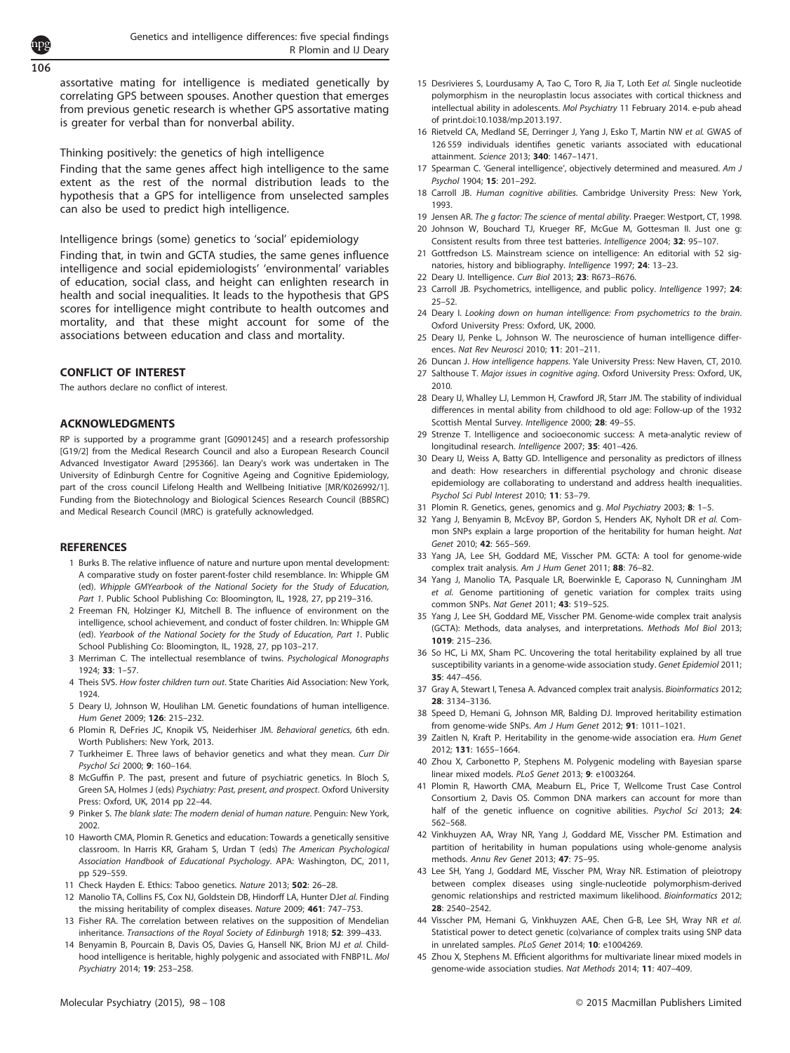assortative mating for intelligence is mediated genetically by correlating GPS between spouses. Another question that emerges from previous genetic research is whether GPS assortative mating is greater for verbal than for nonverbal ability.

### Thinking positively: the genetics of high intelligence

Finding that the same genes affect high intelligence to the same extent as the rest of the normal distribution leads to the hypothesis that a GPS for intelligence from unselected samples can also be used to predict high intelligence.

### Intelligence brings (some) genetics to 'social' epidemiology

Finding that, in twin and GCTA studies, the same genes influence intelligence and social epidemiologists' 'environmental' variables of education, social class, and height can enlighten research in health and social inequalities. It leads to the hypothesis that GPS scores for intelligence might contribute to health outcomes and mortality, and that these might account for some of the associations between education and class and mortality.

## CONFLICT OF INTEREST

The authors declare no conflict of interest.

## ACKNOWLEDGMENTS

RP is supported by a programme grant [G0901245] and a research professorship [G19/2] from the Medical Research Council and also a European Research Council Advanced Investigator Award [295366]. Ian Deary's work was undertaken in The University of Edinburgh Centre for Cognitive Ageing and Cognitive Epidemiology, part of the cross council Lifelong Health and Wellbeing Initiative [MR/K026992/1]. Funding from the Biotechnology and Biological Sciences Research Council (BBSRC) and Medical Research Council (MRC) is gratefully acknowledged.

## REFERENCES

1. Burks B. The relative influence of nature and nurture upon mental development: A comparative study on foster parent-foster child resemblance. In: Whipple GM (ed). *Whipple GMYearbook of the National Society for the Study of Education, Part 1*. Public School Publishing Co: Bloomington, IL, 1928, 27, pp 219–316.
2. Freeman FN, Holzinger KJ, Mitchell B. The influence of environment on the intelligence, school achievement, and conduct of foster children. In: Whipple GM (ed). *Yearbook of the National Society for the Study of Education, Part 1*. Public School Publishing Co: Bloomington, IL, 1928, 27, pp 103–217.
3. Merriman C. The intellectual resemblance of twins. *Psychological Monographs* 1924; **33**: 1–57.
4. Theis SVS. *How foster children turn out*. State Charities Aid Association: New York, 1924.
5. Deary IJ, Johnson W, Houlihan LM. Genetic foundations of human intelligence. *Hum Genet* 2009; **126**: 215–232.
6. Plomin R, DeFries JC, Knopik VS, Neiderhiser JM. *Behavioral genetics*, 6th edn. Worth Publishers: New York, 2013.
7. Turkheimer E. Three laws of behavior genetics and what they mean. *Curr Dir Psychol Sci* 2000; **9**: 160–164.
8. McGuffin P. The past, present and future of psychiatric genetics. In Bloch S, Green SA, Holmes J (eds) *Psychiatry: Past, present, and prospect*. Oxford University Press: Oxford, UK, 2014 pp 22–44.
9. Pinker S. *The blank slate: The modern denial of human nature*. Penguin: New York, 2002.
10. Haworth CMA, Plomin R. Genetics and education: Towards a genetically sensitive classroom. In Harris KR, Graham S, Urdan T (eds) *The American Psychological Association Handbook of Educational Psychology*. APA: Washington, DC, 2011, pp 529–559.
11. Check Hayden E. Ethics: Taboo genetics. *Nature* 2013; **502**: 26–28.
12. Manolio TA, Collins FS, Cox NJ, Goldstein DB, Hindorff LA, Hunter DJ*et al.* Finding the missing heritability of complex diseases. *Nature* 2009; **461**: 747–753.
13. Fisher RA. The correlation between relatives on the supposition of Mendelian inheritance. *Transactions of the Royal Society of Edinburgh* 1918; **52**: 399–433.
14. Benyamin B, Pourcain B, Davis OS, Davies G, Hansell NK, Brion MJ *et al.* Childhood intelligence is heritable, highly polygenic and associated with FNBP1L. *Mol Psychiatry* 2014; **19**: 253–258.
15. Desrivieres S, Lourdusamy A, Tao C, Toro R, Jia T, Loth E*et al.* Single nucleotide polymorphism in the neuroplastin locus associates with cortical thickness and intellectual ability in adolescents. *Mol Psychiatry* 11 February 2014. e-pub ahead of print.doi:10.1038/mp.2013.197.
16. Rietveld CA, Medland SE, Derringer J, Yang J, Esko T, Martin NW *et al.* GWAS of 126 559 individuals identifies genetic variants associated with educational attainment. *Science* 2013; **340**: 1467–1471.
17. Spearman C. 'General intelligence', objectively determined and measured. *Am J Psychol* 1904; **15**: 201–292.
18. Carroll JB. *Human cognitive abilities*. Cambridge University Press: New York, 1993.
19. Jensen AR. *The g factor: The science of mental ability*. Praeger: Westport, CT, 1998.
20. Johnson W, Bouchard TJ, Krueger RF, McGue M, Gottesman II. Just one g: Consistent results from three test batteries. *Intelligence* 2004; **32**: 95–107.
21. Gottfredson LS. Mainstream science on intelligence: An editorial with 52 signatories, history and bibliography. *Intelligence* 1997; **24**: 13–23.
22. Deary IJ. Intelligence. *Curr Biol* 2013; **23**: R673–R676.
23. Carroll JB. Psychometrics, intelligence, and public policy. *Intelligence* 1997; **24**: 25–52.
24. Deary I. *Looking down on human intelligence: From psychometrics to the brain*. Oxford University Press: Oxford, UK, 2000.
25. Deary IJ, Penke L, Johnson W. The neuroscience of human intelligence differences. *Nat Rev Neurosci* 2010; **11**: 201–211.
26. Duncan J. *How intelligence happens*. Yale University Press: New Haven, CT, 2010.
27. Salthouse T. *Major issues in cognitive aging*. Oxford University Press: Oxford, UK, 2010.
28. Deary IJ, Whalley LJ, Lemmon H, Crawford JR, Starr JM. The stability of individual differences in mental ability from childhood to old age: Follow-up of the 1932 Scottish Mental Survey. *Intelligence* 2000; **28**: 49–55.
29. Strenze T. Intelligence and socioeconomic success: A meta-analytic review of longitudinal research. *Intelligence* 2007; **35**: 401–426.
30. Deary IJ, Weiss A, Batty GD. Intelligence and personality as predictors of illness and death: How researchers in differential psychology and chronic disease epidemiology are collaborating to understand and address health inequalities. *Psychol Sci Publ Interest* 2010; **11**: 53–79.
31. Plomin R. Genetics, genes, genomics and g. *Mol Psychiatry* 2003; **8**: 1–5.
32. Yang J, Benyamin B, McEvoy BP, Gordon S, Henders AK, Nyholt DR *et al.* Common SNPs explain a large proportion of the heritability for human height. *Nat Genet* 2010; **42**: 565–569.
33. Yang JA, Lee SH, Goddard ME, Visscher PM. GCTA: A tool for genome-wide complex trait analysis. *Am J Hum Genet* 2011; **88**: 76–82.
34. Yang J, Manolio TA, Pasquale LR, Boerwinkle E, Caporaso N, Cunningham JM *et al.* Genome partitioning of genetic variation for complex traits using common SNPs. *Nat Genet* 2011; **43**: 519–525.
35. Yang J, Lee SH, Goddard ME, Visscher PM. Genome-wide complex trait analysis (GCTA): Methods, data analyses, and interpretations. *Methods Mol Biol* 2013; **1019**: 215–236.
36. So HC, Li MX, Sham PC. Uncovering the total heritability explained by all true susceptibility variants in a genome-wide association study. *Genet Epidemiol* 2011; **35**: 447–456.
37. Gray A, Stewart I, Tenesa A. Advanced complex trait analysis. *Bioinformatics* 2012; **28**: 3134–3136.
38. Speed D, Hemani G, Johnson MR, Balding DJ. Improved heritability estimation from genome-wide SNPs. *Am J Hum Genet* 2012; **91**: 1011–1021.
39. Zaitlen N, Kraft P. Heritability in the genome-wide association era. *Hum Genet* 2012; **131**: 1655–1664.
40. Zhou X, Carbonetto P, Stephens M. Polygenic modeling with Bayesian sparse linear mixed models. *PLoS Genet* 2013; **9**: e1003264.
41. Plomin R, Haworth CMA, Meaburn EL, Price T, Wellcome Trust Case Control Consortium 2, Davis OS. Common DNA markers can account for more than half of the genetic influence on cognitive abilities. *Psychol Sci* 2013; **24**: 562–568.
42. Vinkhuyzen AA, Wray NR, Yang J, Goddard ME, Visscher PM. Estimation and partition of heritability in human populations using whole-genome analysis methods. *Annu Rev Genet* 2013; **47**: 75–95.
43. Lee SH, Yang J, Goddard ME, Visscher PM, Wray NR. Estimation of pleiotropy between complex diseases using single-nucleotide polymorphism-derived genomic relationships and restricted maximum likelihood. *Bioinformatics* 2012; **28**: 2540–2542.
44. Visscher PM, Hemani G, Vinkhuyzen AAE, Chen G-B, Lee SH, Wray NR *et al.* Statistical power to detect genetic (co)variance of complex traits using SNP data in unrelated samples. *PLoS Genet* 2014; **10**: e1004269.
45. Zhou X, Stephens M. Efficient algorithms for multivariate linear mixed models in genome-wide association studies. *Nat Methods* 2014; **11**: 407–409.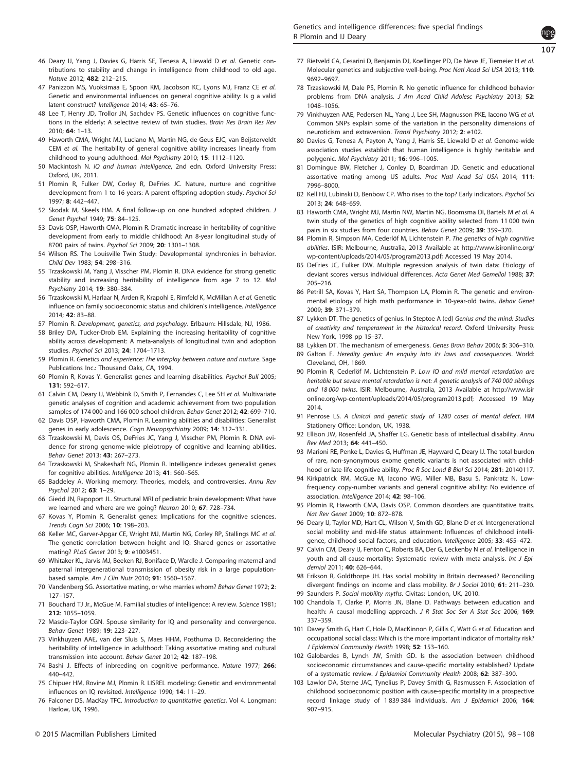46 Deary IJ, Yang J, Davies G, Harris SE, Tenesa A, Liewald D *et al.* Genetic contributions to stability and change in intelligence from childhood to old age. *Nature* 2012; **482**: 212–215.

47 Panizzon MS, Vuoksimaa E, Spoon KM, Jacobson KC, Lyons MJ, Franz CE *et al.* Genetic and environmental influences on general cognitive ability: Is g a valid latent construct? *Intelligence* 2014; **43**: 65–76.

48 Lee T, Henry JD, Trollor JN, Sachdev PS. Genetic influences on cognitive functions in the elderly: A selective review of twin studies. *Brain Res Brain Res Rev* 2010; **64**: 1–13.

49 Haworth CMA, Wright MJ, Luciano M, Martin NG, de Geus EJC, van Beijsterveldt CEM *et al.* The heritability of general cognitive ability increases linearly from childhood to young adulthood. *Mol Psychiatry* 2010; **15**: 1112–1120.

50 Mackintosh N. *IQ and human intelligence*, 2nd edn. Oxford University Press: Oxford, UK, 2011.

51 Plomin R, Fulker DW, Corley R, DeFries JC. Nature, nurture and cognitive development from 1 to 16 years: A parent-offspring adoption study. *Psychol Sci* 1997; **8**: 442–447.

52 Skodak M, Skeels HM. A final follow-up on one hundred adopted children. *J Genet Psychol* 1949; **75**: 84–125.

53 Davis OSP, Haworth CMA, Plomin R. Dramatic increase in heritability of cognitive development from early to middle childhood: An 8-year longitudinal study of 8700 pairs of twins. *Psychol Sci* 2009; **20**: 1301–1308.

54 Wilson RS. The Louisville Twin Study: Developmental synchronies in behavior. *Child Dev* 1983; **54**: 298–316.

55 Trzaskowski M, Yang J, Visscher PM, Plomin R. DNA evidence for strong genetic stability and increasing heritability of intelligence from age 7 to 12. *Mol Psychiatry* 2014; **19**: 380–384.

56 Trzaskowski M, Harlaar N, Arden R, Krapohl E, Rimfeld K, McMillan A *et al.* Genetic influence on family socioeconomic status and children's intelligence. *Intelligence* 2014; **42**: 83–88.

57 Plomin R. *Development, genetics, and psychology*. Erlbaum: Hillsdale, NJ, 1986.

58 Briley DA, Tucker-Drob EM. Explaining the increasing heritability of cognitive ability across development: A meta-analysis of longitudinal twin and adoption studies. *Psychol Sci* 2013; **24**: 1704–1713.

59 Plomin R. *Genetics and experience: The interplay between nature and nurture*. Sage Publications Inc.: Thousand Oaks, CA, 1994.

60 Plomin R, Kovas Y. Generalist genes and learning disabilities. *Psychol Bull* 2005; **131**: 592–617.

61 Calvin CM, Deary IJ, Webbink D, Smith P, Fernandes C, Lee SH *et al.* Multivariate genetic analyses of cognition and academic achievement from two population samples of 174 000 and 166 000 school children. *Behav Genet* 2012; **42**: 699–710.

62 Davis OSP, Haworth CMA, Plomin R. Learning abilities and disabilities: Generalist genes in early adolescence. *Cogn Neuropsychiatry* 2009; **14**: 312–331.

63 Trzaskowski M, Davis OS, DeFries JC, Yang J, Visscher PM, Plomin R. DNA evidence for strong genome-wide pleiotropy of cognitive and learning abilities. *Behav Genet* 2013; **43**: 267–273.

64 Trzaskowski M, Shakeshaft NG, Plomin R. Intelligence indexes generalist genes for cognitive abilities. *Intelligence* 2013; **41**: 560–565.

65 Baddeley A. Working memory: Theories, models, and controversies. *Annu Rev Psychol* 2012; **63**: 1–29.

66 Giedd JN, Rapoport JL. Structural MRI of pediatric brain development: What have we learned and where are we going? *Neuron* 2010; **67**: 728–734.

67 Kovas Y, Plomin R. Generalist genes: Implications for the cognitive sciences. *Trends Cogn Sci* 2006; **10**: 198–203.

68 Keller MC, Garver-Apgar CE, Wright MJ, Martin NG, Corley RP, Stallings MC *et al.* The genetic correlation between height and IQ: Shared genes or assortative mating? *PLoS Genet* 2013; **9**: e1003451.

69 Whitaker KL, Jarvis MJ, Beeken RJ, Boniface D, Wardle J. Comparing maternal and paternal intergenerational transmission of obesity risk in a large population-based sample. *Am J Clin Nutr* 2010; **91**: 1560–1567.

70 Vandenberg SG. Assortative mating, or who marries whom? *Behav Genet* 1972; **2**: 127–157.

71 Bouchard TJ Jr., McGue M. Familial studies of intelligence: A review. *Science* 1981; **212**: 1055–1059.

72 Mascie-Taylor CGN. Spouse similarity for IQ and personality and convergence. *Behav Genet* 1989; **19**: 223–227.

73 Vinkhuyzen AAE, van der Sluis S, Maes HHM, Posthuma D. Reconsidering the heritability of intelligence in adulthood: Taking assortative mating and cultural transmission into account. *Behav Genet* 2012; **42**: 187–198.

74 Bashi J. Effects of inbreeding on cognitive performance. *Nature* 1977; **266**: 440–442.

75 Chipuer HM, Rovine MJ, Plomin R. LISREL modeling: Genetic and environmental influences on IQ revisited. *Intelligence* 1990; **14**: 11–29.

76 Falconer DS, MacKay TFC. *Introduction to quantitative genetics*, Vol 4. Longman: Harlow, UK, 1996.

77 Rietveld CA, Cesarini D, Benjamin DJ, Koellinger PD, De Neve JE, Tiemeier H *et al.* Molecular genetics and subjective well-being. *Proc Natl Acad Sci USA* 2013; **110**: 9692–9697.

78 Trzaskowski M, Dale PS, Plomin R. No genetic influence for childhood behavior problems from DNA analysis. *J Am Acad Child Adolesc Psychiatry* 2013; **52**: 1048–1056.

79 Vinkhuyzen AAE, Pedersen NL, Yang J, Lee SH, Magnusson PKE, Iacono WG *et al.* Common SNPs explain some of the variation in the personality dimensions of neuroticism and extraversion. *Transl Psychiatry* 2012; **2**: e102.

80 Davies G, Tenesa A, Payton A, Yang J, Harris SE, Liewald D *et al.* Genome-wide association studies establish that human intelligence is highly heritable and polygenic. *Mol Psychiatry* 2011; **16**: 996–1005.

81 Domingue BW, Fletcher J, Conley D, Boardman JD. Genetic and educational assortative mating among US adults. *Proc Natl Acad Sci USA* 2014; **111**: 7996–8000.

82 Kell HJ, Lubinski D, Benbow CP. Who rises to the top? Early indicators. *Psychol Sci* 2013; **24**: 648–659.

83 Haworth CMA, Wright MJ, Martin NW, Martin NG, Boomsma DI, Bartels M *et al.* A twin study of the genetics of high cognitive ability selected from 11 000 twin pairs in six studies from four countries. *Behav Genet* 2009; **39**: 359–370.

84 Plomin R, Simpson MA, Cederlöf M, Lichtenstein P. *The genetics of high cognitive abilities*. ISIR: Melbourne, Australia, 2013 Available at http://www.isironline.org/wp-content/uploads/2014/05/program2013.pdf; Accessed 19 May 2014.

85 DeFries JC, Fulker DW. Multiple regression analysis of twin data: Etiology of deviant scores versus individual differences. *Acta Genet Med Gemellol* 1988; **37**: 205–216.

86 Petrill SA, Kovas Y, Hart SA, Thompson LA, Plomin R. The genetic and environmental etiology of high math performance in 10-year-old twins. *Behav Genet* 2009; **39**: 371–379.

87 Lykken DT. The genetics of genius. In Steptoe A (ed) *Genius and the mind: Studies of creativity and temperament in the historical record*. Oxford University Press: New York, 1998 pp 15–37.

88 Lykken DT. The mechanism of emergenesis. *Genes Brain Behav* 2006; **5**: 306–310.

89 Galton F. *Heredity genius: An enquiry into its laws and consequences*. World: Cleveland, OH, 1869.

90 Plomin R, Cederlöf M, Lichtenstein P. *Low IQ and mild mental retardation are heritable but severe mental retardation is not: A genetic analysis of 740 000 siblings and 18 000 twins*. ISIR: Melbourne, Australia, 2013 Available at http://www.isironline.org/wp-content/uploads/2014/05/program2013.pdf; Accessed 19 May 2014.

91 Penrose LS. *A clinical and genetic study of 1280 cases of mental defect*. HM Stationery Office: London, UK, 1938.

92 Ellison JW, Rosenfeld JA, Shaffer LG. Genetic basis of intellectual disability. *Annu Rev Med* 2013; **64**: 441–450.

93 Marioni RE, Penke L, Davies G, Huffman JE, Hayward C, Deary IJ. The total burden of rare, non-synonymous exome genetic variants is not associated with childhood or late-life cognitive ability. *Proc R Soc Lond B Biol Sci* 2014; **281**: 20140117.

94 Kirkpatrick RM, McGue M, Iacono WG, Miller MB, Basu S, Pankratz N. Low-frequency copy-number variants and general cognitive ability: No evidence of association. *Intelligence* 2014; **42**: 98–106.

95 Plomin R, Haworth CMA, Davis OSP. Common disorders are quantitative traits. *Nat Rev Genet* 2009; **10**: 872–878.

96 Deary IJ, Taylor MD, Hart CL, Wilson V, Smith GD, Blane D *et al.* Intergenerational social mobility and mid-life status attainment: Influences of childhood intelligence, childhood social factors, and education. *Intelligence* 2005; **33**: 455–472.

97 Calvin CM, Deary IJ, Fenton C, Roberts BA, Der G, Leckenby N *et al.* Intelligence in youth and all-cause-mortality: Systematic review with meta-analysis. *Int J Epidemiol* 2011; **40**: 626–644.

98 Erikson R, Goldthorpe JH. Has social mobility in Britain decreased? Reconciling divergent findings on income and class mobility. *Br J Sociol* 2010; **61**: 211–230.

99 Saunders P. *Social mobility myths*. Civitas: London, UK, 2010.

100 Chandola T, Clarke P, Morris JN, Blane D. Pathways between education and health: A causal modelling approach. *J R Stat Soc Ser A Stat Soc* 2006; **169**: 337–359.

101 Davey Smith G, Hart C, Hole D, MacKinnon P, Gillis C, Watt G *et al.* Education and occupational social class: Which is the more important indicator of mortality risk? *J Epidemiol Community Health* 1998; **52**: 153–160.

102 Galobardes B, Lynch JW, Smith GD. Is the association between childhood socioeconomic circumstances and cause-specific mortality established? Update of a systematic review. *J Epidemiol Community Health* 2008; **62**: 387–390.

103 Lawlor DA, Sterne JAC, Tynelius P, Davey Smith G, Rasmussen F. Association of childhood socioeconomic position with cause-specific mortality in a prospective record linkage study of 1 839 384 individuals. *Am J Epidemiol* 2006; **164**: 907–915.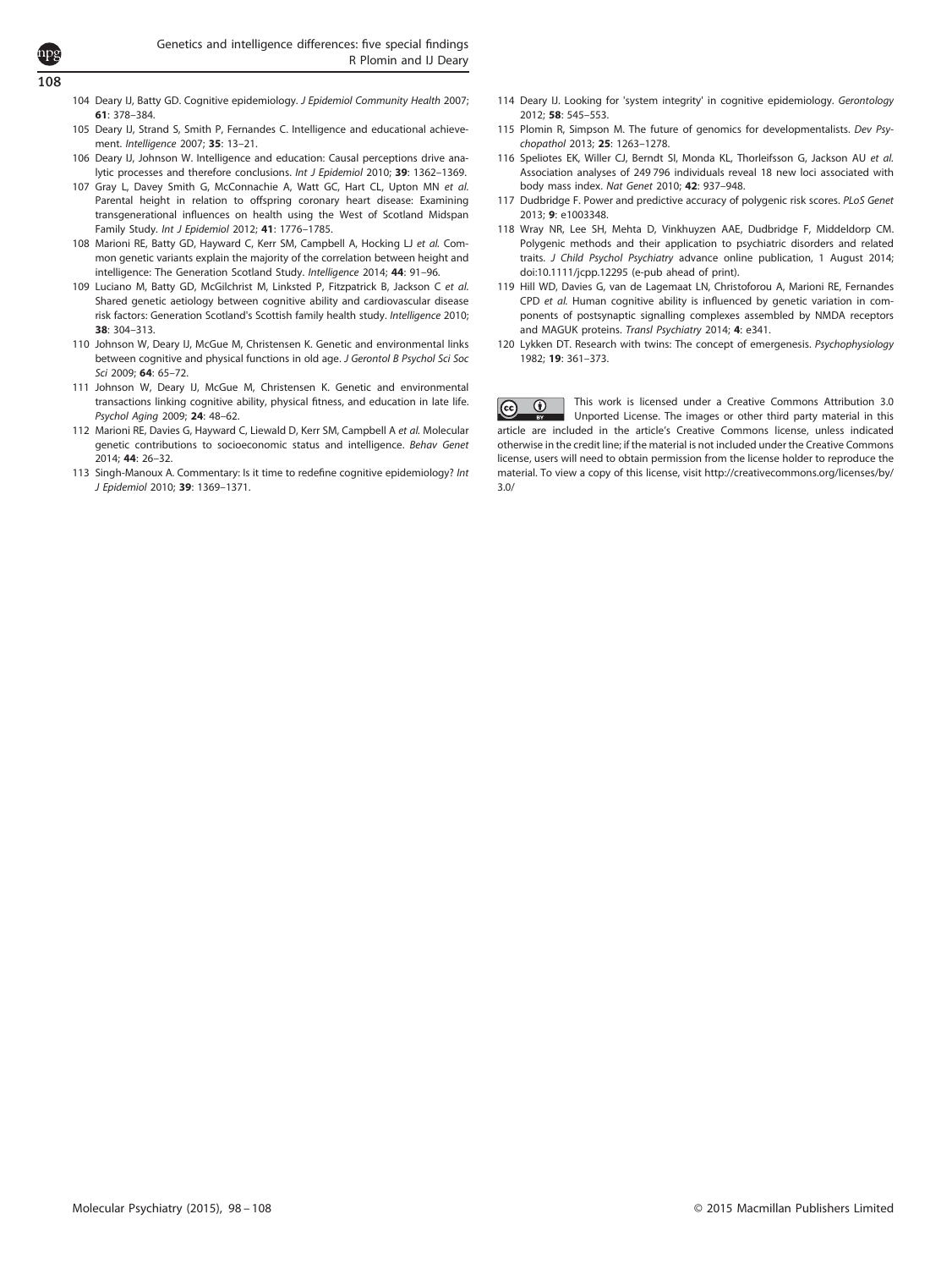104 Deary IJ, Batty GD. Cognitive epidemiology. *J Epidemiol Community Health* 2007; **61**: 378–384.

105 Deary IJ, Strand S, Smith P, Fernandes C. Intelligence and educational achievement. *Intelligence* 2007; **35**: 13–21.

106 Deary IJ, Johnson W. Intelligence and education: Causal perceptions drive analytic processes and therefore conclusions. *Int J Epidemiol* 2010; **39**: 1362–1369.

107 Gray L, Davey Smith G, McConnachie A, Watt GC, Hart CL, Upton MN *et al.* Parental height in relation to offspring coronary heart disease: Examining transgenerational influences on health using the West of Scotland Midspan Family Study. *Int J Epidemiol* 2012; **41**: 1776–1785.

108 Marioni RE, Batty GD, Hayward C, Kerr SM, Campbell A, Hocking LJ *et al.* Common genetic variants explain the majority of the correlation between height and intelligence: The Generation Scotland Study. *Intelligence* 2014; **44**: 91–96.

109 Luciano M, Batty GD, McGilchrist M, Linksted P, Fitzpatrick B, Jackson C *et al.* Shared genetic aetiology between cognitive ability and cardiovascular disease risk factors: Generation Scotland's Scottish family health study. *Intelligence* 2010; **38**: 304–313.

110 Johnson W, Deary IJ, McGue M, Christensen K. Genetic and environmental links between cognitive and physical functions in old age. *J Gerontol B Psychol Sci Soc Sci* 2009; **64**: 65–72.

111 Johnson W, Deary IJ, McGue M, Christensen K. Genetic and environmental transactions linking cognitive ability, physical fitness, and education in late life. *Psychol Aging* 2009; **24**: 48–62.

112 Marioni RE, Davies G, Hayward C, Liewald D, Kerr SM, Campbell A *et al.* Molecular genetic contributions to socioeconomic status and intelligence. *Behav Genet* 2014; **44**: 26–32.

113 Singh-Manoux A. Commentary: Is it time to redefine cognitive epidemiology? *Int J Epidemiol* 2010; **39**: 1369–1371.

114 Deary IJ. Looking for 'system integrity' in cognitive epidemiology. *Gerontology* 2012; **58**: 545–553.

115 Plomin R, Simpson M. The future of genomics for developmentalists. *Dev Psychopathol* 2013; **25**: 1263–1278.

116 Speliotes EK, Willer CJ, Berndt SI, Monda KL, Thorleifsson G, Jackson AU *et al.* Association analyses of 249 796 individuals reveal 18 new loci associated with body mass index. *Nat Genet* 2010; **42**: 937–948.

117 Dudbridge F. Power and predictive accuracy of polygenic risk scores. *PLoS Genet* 2013; **9**: e1003348.

118 Wray NR, Lee SH, Mehta D, Vinkhuyzen AAE, Dudbridge F, Middeldorp CM. Polygenic methods and their application to psychiatric disorders and related traits. *J Child Psychol Psychiatry* advance online publication, 1 August 2014; doi:10.1111/jcpp.12295 (e-pub ahead of print).

119 Hill WD, Davies G, van de Lagemaat LN, Christoforou A, Marioni RE, Fernandes CPD *et al.* Human cognitive ability is influenced by genetic variation in components of postsynaptic signalling complexes assembled by NMDA receptors and MAGUK proteins. *Transl Psychiatry* 2014; **4**: e341.

120 Lykken DT. Research with twins: The concept of emergenesis. *Psychophysiology* 1982; **19**: 361–373.

This work is licensed under a Creative Commons Attribution 3.0 Unported License. The images or other third party material in this article are included in the article's Creative Commons license, unless indicated otherwise in the credit line; if the material is not included under the Creative Commons license, users will need to obtain permission from the license holder to reproduce the material. To view a copy of this license, visit http://creativecommons.org/licenses/by/3.0/